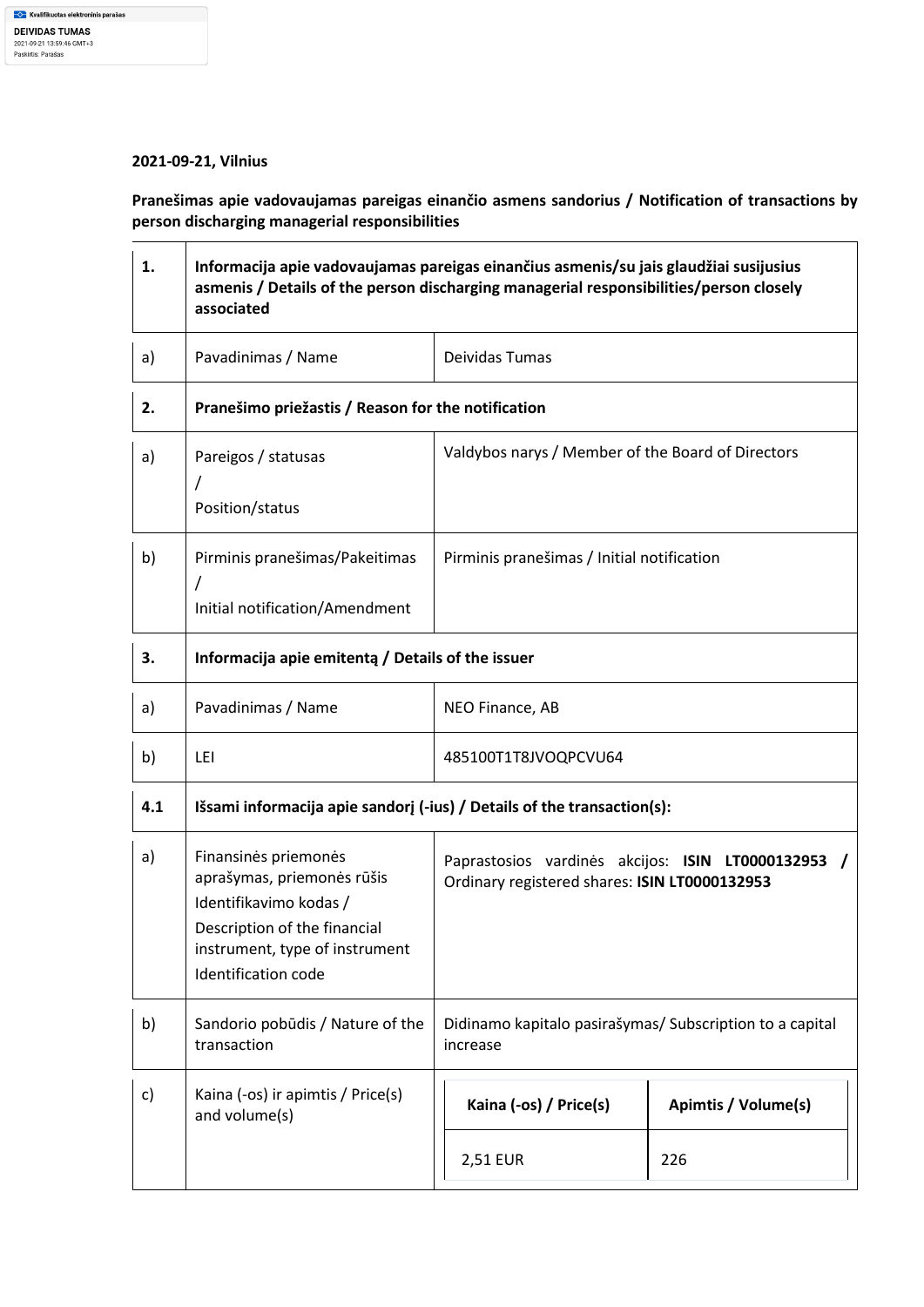Kvalifikuotas elektroninis parašas
**DEIVIDAS TUMAS**
2021-09-21 13:59:46 GMT+3
Paskirtis: Parašas

**2021-09-21, Vilnius**

**Pranešimas apie vadovaujamas pareigas einančio asmens sandorius / Notification of transactions by person discharging managerial responsibilities**

| | | |
|---|---|---|
| **1.** | **Informacija apie vadovaujamas pareigas einančius asmenis/su jais glaudžiai susijusius asmenis / Details of the person discharging managerial responsibilities/person closely associated** | |
| a) | Pavadinimas / Name | Deividas Tumas |
| **2.** | **Pranešimo priežastis / Reason for the notification** | |
| a) | Pareigos / statusas / Position/status | Valdybos narys / Member of the Board of Directors |
| b) | Pirminis pranešimas/Pakeitimas / Initial notification/Amendment | Pirminis pranešimas / Initial notification |
| **3.** | **Informacija apie emitentą / Details of the issuer** | |
| a) | Pavadinimas / Name | NEO Finance, AB |
| b) | LEI | 485100T1T8JVOQPCVU64 |
| **4.1** | **Išsami informacija apie sandorį (-ius) / Details of the transaction(s):** | |
| a) | Finansinės priemonės aprašymas, priemonės rūšis Identifikavimo kodas / Description of the financial instrument, type of instrument Identification code | Paprastosios vardinės akcijos: **ISIN LT0000132953 /** Ordinary registered shares: **ISIN LT0000132953** |
| b) | Sandorio pobūdis / Nature of the transaction | Didinamo kapitalo pasirašymas/ Subscription to a capital increase |
| c) | Kaina (-os) ir apimtis / Price(s) and volume(s) | **Kaina (-os) / Price(s):** 2,51 EUR; **Apimtis / Volume(s):** 226 |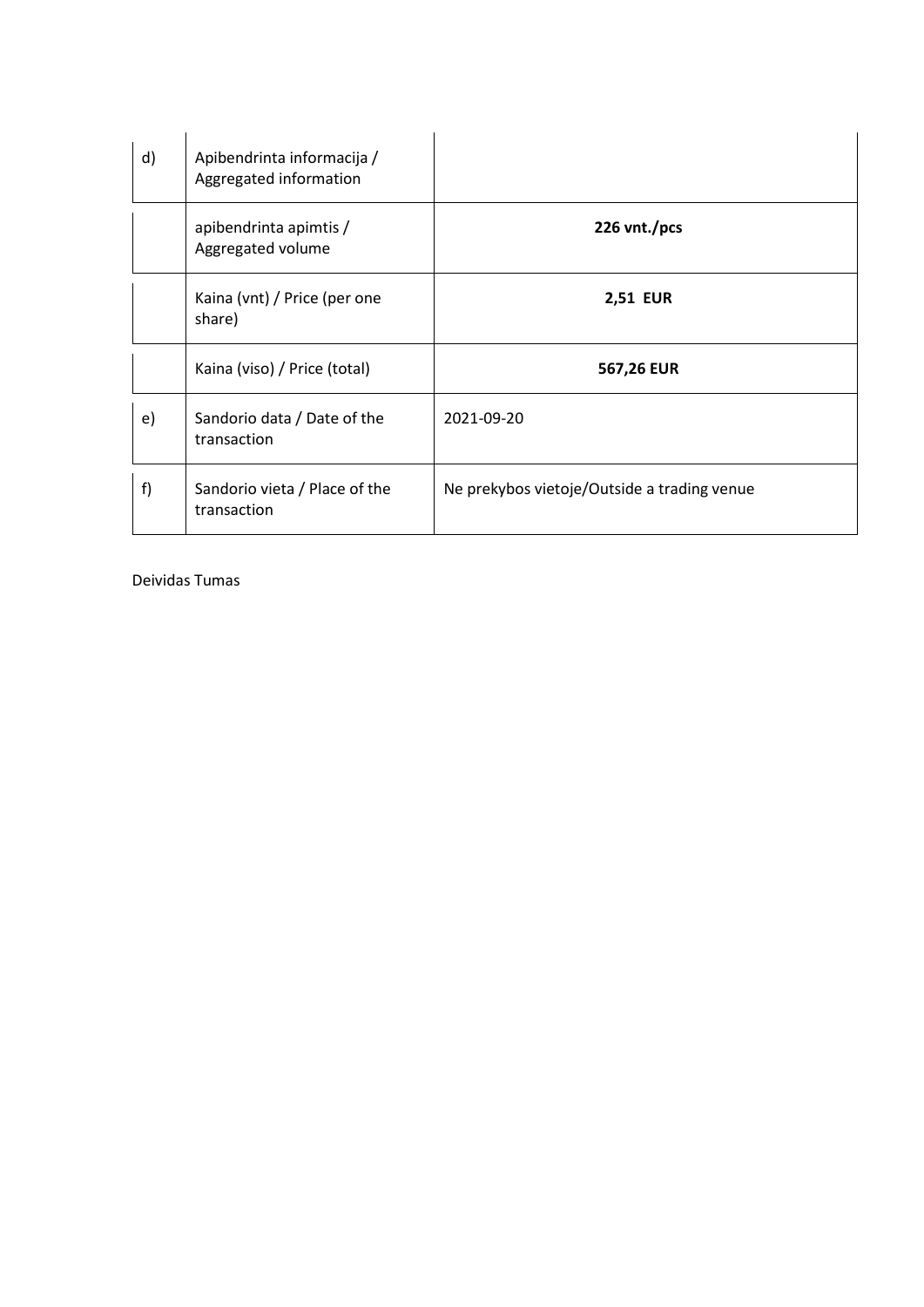| | | |
|---|---|---|
| d) | Apibendrinta informacija / Aggregated information | |
| | apibendrinta apimtis / Aggregated volume | **226 vnt./pcs** |
| | Kaina (vnt) / Price (per one share) | **2,51 EUR** |
| | Kaina (viso) / Price (total) | **567,26 EUR** |
| e) | Sandorio data / Date of the transaction | 2021-09-20 |
| f) | Sandorio vieta / Place of the transaction | Ne prekybos vietoje/Outside a trading venue |

Deividas Tumas